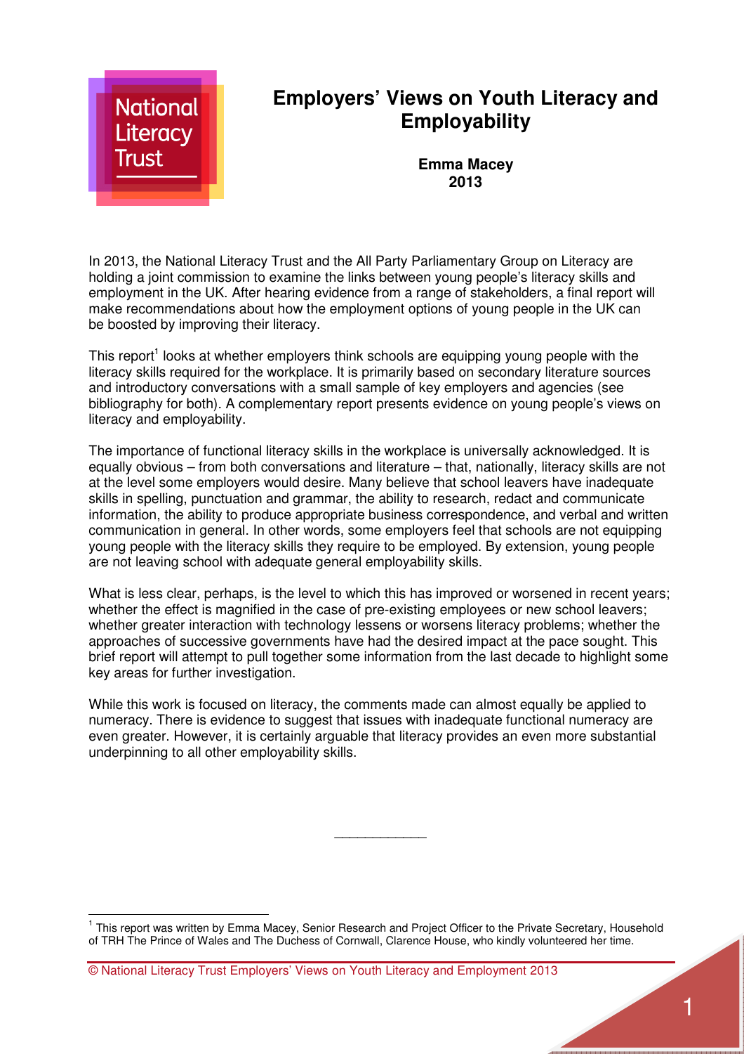# Employers' Views on Youth Literacy and Employability

**Emma Macey**
**2013**

In 2013, the National Literacy Trust and the All Party Parliamentary Group on Literacy are holding a joint commission to examine the links between young people's literacy skills and employment in the UK. After hearing evidence from a range of stakeholders, a final report will make recommendations about how the employment options of young people in the UK can be boosted by improving their literacy.

This report[1] looks at whether employers think schools are equipping young people with the literacy skills required for the workplace. It is primarily based on secondary literature sources and introductory conversations with a small sample of key employers and agencies (see bibliography for both). A complementary report presents evidence on young people's views on literacy and employability.

The importance of functional literacy skills in the workplace is universally acknowledged. It is equally obvious – from both conversations and literature – that, nationally, literacy skills are not at the level some employers would desire. Many believe that school leavers have inadequate skills in spelling, punctuation and grammar, the ability to research, redact and communicate information, the ability to produce appropriate business correspondence, and verbal and written communication in general. In other words, some employers feel that schools are not equipping young people with the literacy skills they require to be employed. By extension, young people are not leaving school with adequate general employability skills.

What is less clear, perhaps, is the level to which this has improved or worsened in recent years; whether the effect is magnified in the case of pre-existing employees or new school leavers; whether greater interaction with technology lessens or worsens literacy problems; whether the approaches of successive governments have had the desired impact at the pace sought. This brief report will attempt to pull together some information from the last decade to highlight some key areas for further investigation.

While this work is focused on literacy, the comments made can almost equally be applied to numeracy. There is evidence to suggest that issues with inadequate functional numeracy are even greater. However, it is certainly arguable that literacy provides an even more substantial underpinning to all other employability skills.

---

[1] This report was written by Emma Macey, Senior Research and Project Officer to the Private Secretary, Household of TRH The Prince of Wales and The Duchess of Cornwall, Clarence House, who kindly volunteered her time.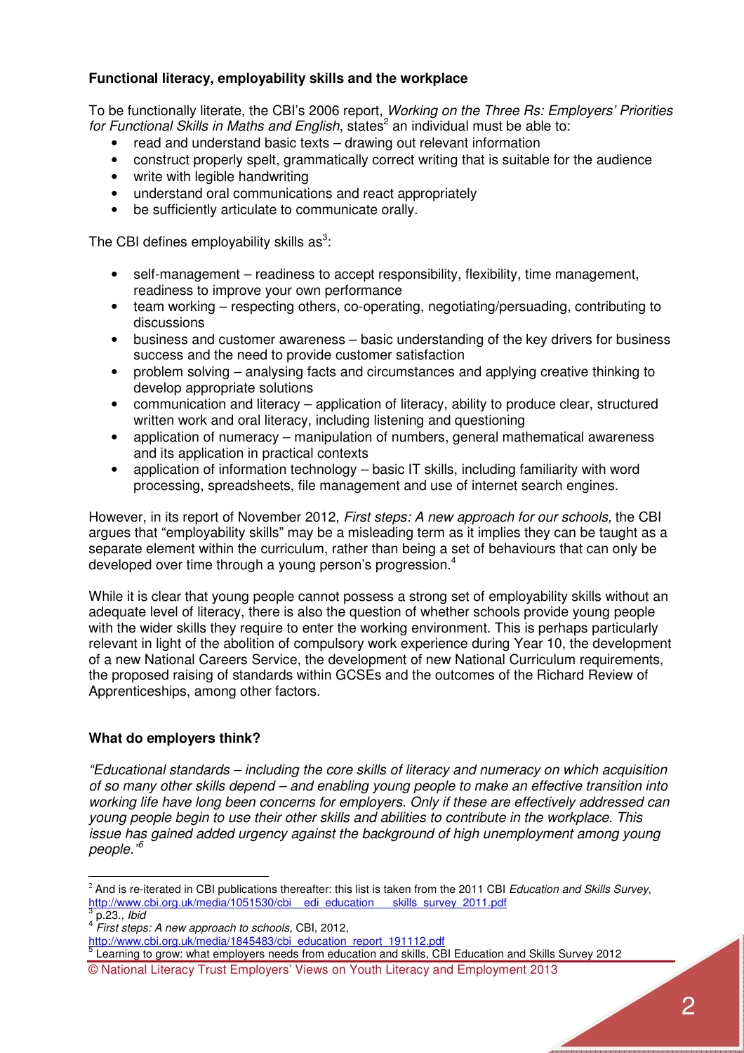**Functional literacy, employability skills and the workplace**

To be functionally literate, the CBI's 2006 report, *Working on the Three Rs: Employers' Priorities for Functional Skills in Maths and English*, states[2] an individual must be able to:

- read and understand basic texts – drawing out relevant information
- construct properly spelt, grammatically correct writing that is suitable for the audience
- write with legible handwriting
- understand oral communications and react appropriately
- be sufficiently articulate to communicate orally.

The CBI defines employability skills as[3]:

- self-management – readiness to accept responsibility, flexibility, time management, readiness to improve your own performance
- team working – respecting others, co-operating, negotiating/persuading, contributing to discussions
- business and customer awareness – basic understanding of the key drivers for business success and the need to provide customer satisfaction
- problem solving – analysing facts and circumstances and applying creative thinking to develop appropriate solutions
- communication and literacy – application of literacy, ability to produce clear, structured written work and oral literacy, including listening and questioning
- application of numeracy – manipulation of numbers, general mathematical awareness and its application in practical contexts
- application of information technology – basic IT skills, including familiarity with word processing, spreadsheets, file management and use of internet search engines.

However, in its report of November 2012, *First steps: A new approach for our schools,* the CBI argues that "employability skills" may be a misleading term as it implies they can be taught as a separate element within the curriculum, rather than being a set of behaviours that can only be developed over time through a young person's progression.[4]

While it is clear that young people cannot possess a strong set of employability skills without an adequate level of literacy, there is also the question of whether schools provide young people with the wider skills they require to enter the working environment. This is perhaps particularly relevant in light of the abolition of compulsory work experience during Year 10, the development of a new National Careers Service, the development of new National Curriculum requirements, the proposed raising of standards within GCSEs and the outcomes of the Richard Review of Apprenticeships, among other factors.

**What do employers think?**

*"Educational standards – including the core skills of literacy and numeracy on which acquisition of so many other skills depend – and enabling young people to make an effective transition into working life have long been concerns for employers. Only if these are effectively addressed can young people begin to use their other skills and abilities to contribute in the workplace. This issue has gained added urgency against the background of high unemployment among young people."*[5]

---

[2] And is re-iterated in CBI publications thereafter: this list is taken from the 2011 CBI *Education and Skills Survey*, http://www.cbi.org.uk/media/1051530/cbi__edi_education___skills_survey_2011.pdf

[3] p.23., *Ibid*

[4] *First steps: A new approach to schools,* CBI, 2012, http://www.cbi.org.uk/media/1845483/cbi_education_report_191112.pdf

[5] Learning to grow: what employers needs from education and skills, CBI Education and Skills Survey 2012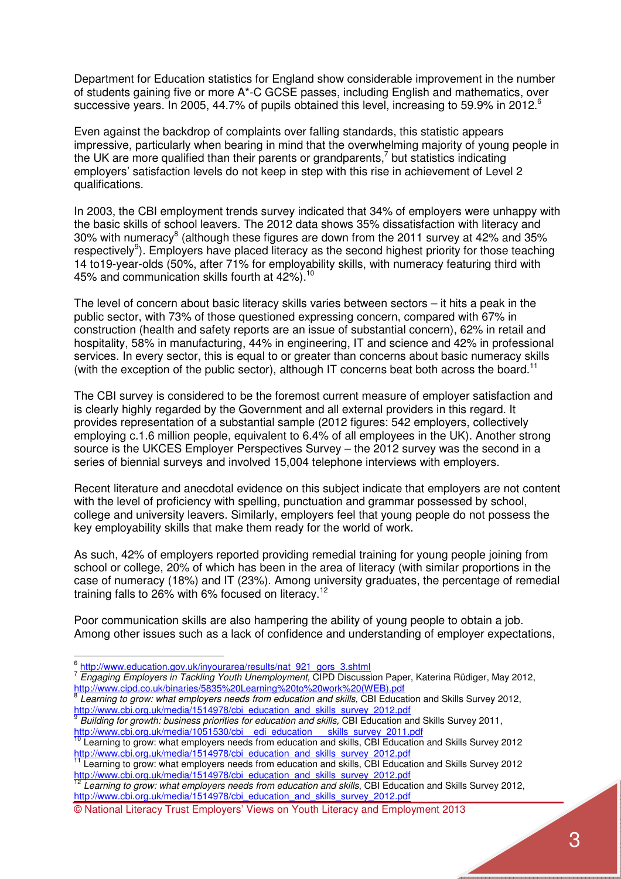Department for Education statistics for England show considerable improvement in the number of students gaining five or more A*-C GCSE passes, including English and mathematics, over successive years. In 2005, 44.7% of pupils obtained this level, increasing to 59.9% in 2012.[6]

Even against the backdrop of complaints over falling standards, this statistic appears impressive, particularly when bearing in mind that the overwhelming majority of young people in the UK are more qualified than their parents or grandparents,[7] but statistics indicating employers' satisfaction levels do not keep in step with this rise in achievement of Level 2 qualifications.

In 2003, the CBI employment trends survey indicated that 34% of employers were unhappy with the basic skills of school leavers. The 2012 data shows 35% dissatisfaction with literacy and 30% with numeracy[8] (although these figures are down from the 2011 survey at 42% and 35% respectively[9]). Employers have placed literacy as the second highest priority for those teaching 14 to19-year-olds (50%, after 71% for employability skills, with numeracy featuring third with 45% and communication skills fourth at 42%).[10]

The level of concern about basic literacy skills varies between sectors – it hits a peak in the public sector, with 73% of those questioned expressing concern, compared with 67% in construction (health and safety reports are an issue of substantial concern), 62% in retail and hospitality, 58% in manufacturing, 44% in engineering, IT and science and 42% in professional services. In every sector, this is equal to or greater than concerns about basic numeracy skills (with the exception of the public sector), although IT concerns beat both across the board.[11]

The CBI survey is considered to be the foremost current measure of employer satisfaction and is clearly highly regarded by the Government and all external providers in this regard. It provides representation of a substantial sample (2012 figures: 542 employers, collectively employing c.1.6 million people, equivalent to 6.4% of all employees in the UK). Another strong source is the UKCES Employer Perspectives Survey – the 2012 survey was the second in a series of biennial surveys and involved 15,004 telephone interviews with employers.

Recent literature and anecdotal evidence on this subject indicate that employers are not content with the level of proficiency with spelling, punctuation and grammar possessed by school, college and university leavers. Similarly, employers feel that young people do not possess the key employability skills that make them ready for the world of work.

As such, 42% of employers reported providing remedial training for young people joining from school or college, 20% of which has been in the area of literacy (with similar proportions in the case of numeracy (18%) and IT (23%). Among university graduates, the percentage of remedial training falls to 26% with 6% focused on literacy.[12]

Poor communication skills are also hampering the ability of young people to obtain a job. Among other issues such as a lack of confidence and understanding of employer expectations,

---

[6] http://www.education.gov.uk/inyourarea/results/nat_921_gors_3.shtml

[7] *Engaging Employers in Tackling Youth Unemployment,* CIPD Discussion Paper, Katerina Rüdiger, May 2012, http://www.cipd.co.uk/binaries/5835%20Learning%20to%20work%20(WEB).pdf

[8] *Learning to grow: what employers needs from education and skills,* CBI Education and Skills Survey 2012, http://www.cbi.org.uk/media/1514978/cbi_education_and_skills_survey_2012.pdf

[9] *Building for growth: business priorities for education and skills,* CBI Education and Skills Survey 2011, http://www.cbi.org.uk/media/1051530/cbi__edi_education___skills_survey_2011.pdf

[10] Learning to grow: what employers needs from education and skills, CBI Education and Skills Survey 2012 http://www.cbi.org.uk/media/1514978/cbi_education_and_skills_survey_2012.pdf

[11] Learning to grow: what employers needs from education and skills, CBI Education and Skills Survey 2012 http://www.cbi.org.uk/media/1514978/cbi_education_and_skills_survey_2012.pdf

[12] *Learning to grow: what employers needs from education and skills*, CBI Education and Skills Survey 2012, http://www.cbi.org.uk/media/1514978/cbi_education_and_skills_survey_2012.pdf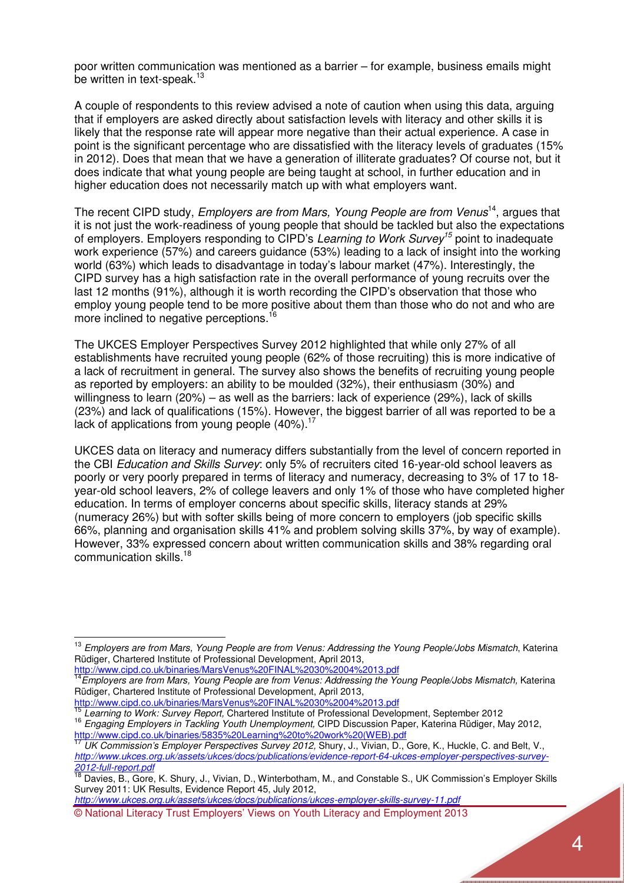poor written communication was mentioned as a barrier – for example, business emails might be written in text-speak.[13]

A couple of respondents to this review advised a note of caution when using this data, arguing that if employers are asked directly about satisfaction levels with literacy and other skills it is likely that the response rate will appear more negative than their actual experience. A case in point is the significant percentage who are dissatisfied with the literacy levels of graduates (15% in 2012). Does that mean that we have a generation of illiterate graduates? Of course not, but it does indicate that what young people are being taught at school, in further education and in higher education does not necessarily match up with what employers want.

The recent CIPD study, *Employers are from Mars, Young People are from Venus*[14], argues that it is not just the work-readiness of young people that should be tackled but also the expectations of employers. Employers responding to CIPD's *Learning to Work Survey*[15] point to inadequate work experience (57%) and careers guidance (53%) leading to a lack of insight into the working world (63%) which leads to disadvantage in today's labour market (47%). Interestingly, the CIPD survey has a high satisfaction rate in the overall performance of young recruits over the last 12 months (91%), although it is worth recording the CIPD's observation that those who employ young people tend to be more positive about them than those who do not and who are more inclined to negative perceptions.[16]

The UKCES Employer Perspectives Survey 2012 highlighted that while only 27% of all establishments have recruited young people (62% of those recruiting) this is more indicative of a lack of recruitment in general. The survey also shows the benefits of recruiting young people as reported by employers: an ability to be moulded (32%), their enthusiasm (30%) and willingness to learn (20%) – as well as the barriers: lack of experience (29%), lack of skills (23%) and lack of qualifications (15%). However, the biggest barrier of all was reported to be a lack of applications from young people (40%).[17]

UKCES data on literacy and numeracy differs substantially from the level of concern reported in the CBI *Education and Skills Survey*: only 5% of recruiters cited 16-year-old school leavers as poorly or very poorly prepared in terms of literacy and numeracy, decreasing to 3% of 17 to 18-year-old school leavers, 2% of college leavers and only 1% of those who have completed higher education. In terms of employer concerns about specific skills, literacy stands at 29% (numeracy 26%) but with softer skills being of more concern to employers (job specific skills 66%, planning and organisation skills 41% and problem solving skills 37%, by way of example). However, 33% expressed concern about written communication skills and 38% regarding oral communication skills.[18]

---

[13] *Employers are from Mars, Young People are from Venus: Addressing the Young People/Jobs Mismatch*, Katerina Rüdiger, Chartered Institute of Professional Development, April 2013, http://www.cipd.co.uk/binaries/MarsVenus%20FINAL%2030%2004%2013.pdf

[14] *Employers are from Mars, Young People are from Venus: Addressing the Young People/Jobs Mismatch,* Katerina Rüdiger, Chartered Institute of Professional Development, April 2013, http://www.cipd.co.uk/binaries/MarsVenus%20FINAL%2030%2004%2013.pdf

[15] *Learning to Work: Survey Report,* Chartered Institute of Professional Development, September 2012

[16] *Engaging Employers in Tackling Youth Unemployment,* CIPD Discussion Paper, Katerina Rüdiger, May 2012, http://www.cipd.co.uk/binaries/5835%20Learning%20to%20work%20(WEB).pdf

[17] *UK Commission's Employer Perspectives Survey 2012,* Shury, J., Vivian, D., Gore, K., Huckle, C. and Belt, V., *http://www.ukces.org.uk/assets/ukces/docs/publications/evidence-report-64-ukces-employer-perspectives-survey-2012-full-report.pdf*

[18] Davies, B., Gore, K. Shury, J., Vivian, D., Winterbotham, M., and Constable S., UK Commission's Employer Skills Survey 2011: UK Results, Evidence Report 45, July 2012, *http://www.ukces.org.uk/assets/ukces/docs/publications/ukces-employer-skills-survey-11.pdf*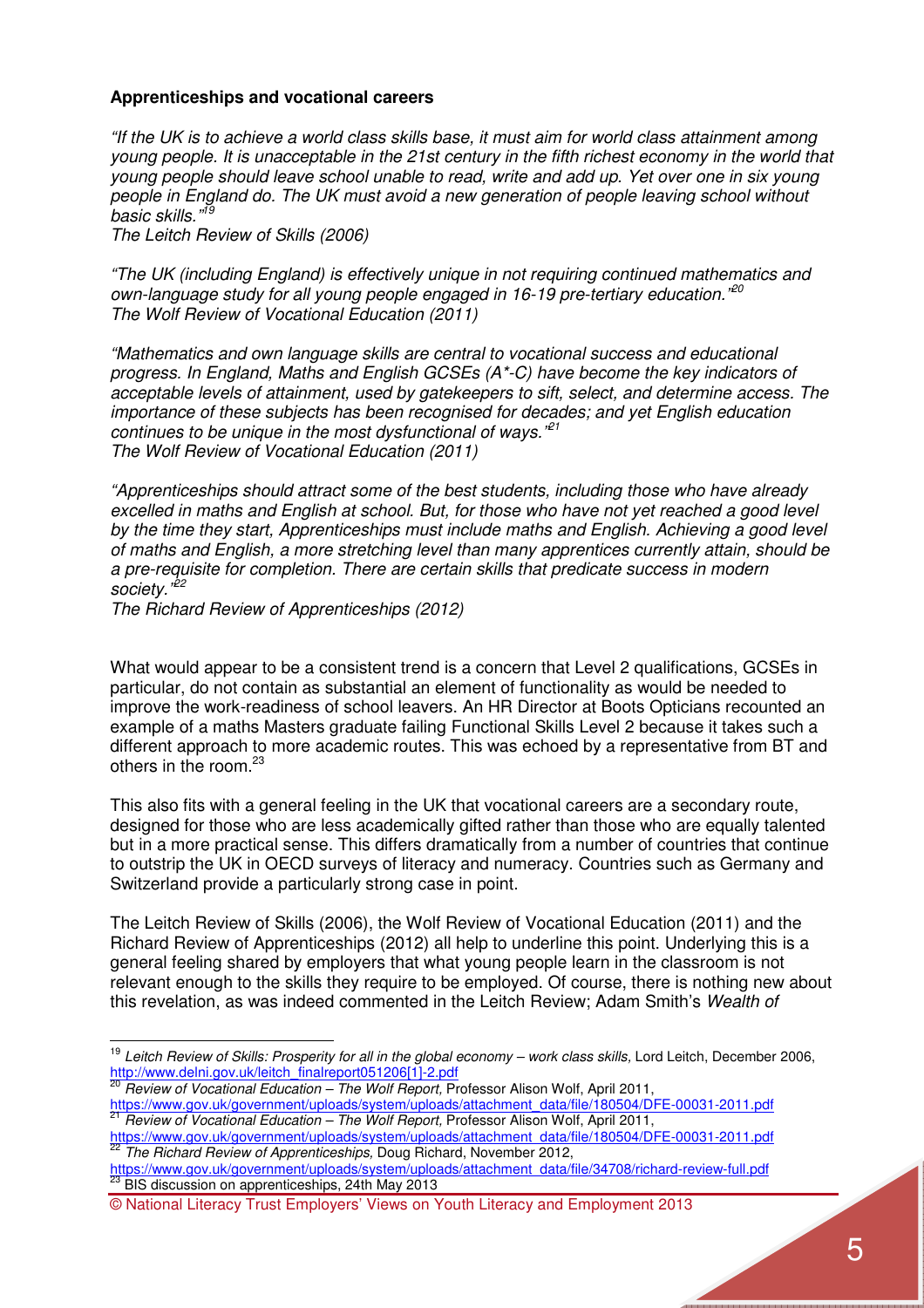**Apprenticeships and vocational careers**

*"If the UK is to achieve a world class skills base, it must aim for world class attainment among young people. It is unacceptable in the 21st century in the fifth richest economy in the world that young people should leave school unable to read, write and add up. Yet over one in six young people in England do. The UK must avoid a new generation of people leaving school without basic skills."*[19]
*The Leitch Review of Skills (2006)*

*"The UK (including England) is effectively unique in not requiring continued mathematics and own-language study for all young people engaged in 16-19 pre-tertiary education."*[20]
*The Wolf Review of Vocational Education (2011)*

*"Mathematics and own language skills are central to vocational success and educational progress. In England, Maths and English GCSEs (A\*-C) have become the key indicators of acceptable levels of attainment, used by gatekeepers to sift, select, and determine access. The importance of these subjects has been recognised for decades; and yet English education continues to be unique in the most dysfunctional of ways."*[21]
*The Wolf Review of Vocational Education (2011)*

*"Apprenticeships should attract some of the best students, including those who have already excelled in maths and English at school. But, for those who have not yet reached a good level by the time they start, Apprenticeships must include maths and English. Achieving a good level of maths and English, a more stretching level than many apprentices currently attain, should be a pre-requisite for completion. There are certain skills that predicate success in modern society."*[22]
*The Richard Review of Apprenticeships (2012)*

What would appear to be a consistent trend is a concern that Level 2 qualifications, GCSEs in particular, do not contain as substantial an element of functionality as would be needed to improve the work-readiness of school leavers. An HR Director at Boots Opticians recounted an example of a maths Masters graduate failing Functional Skills Level 2 because it takes such a different approach to more academic routes. This was echoed by a representative from BT and others in the room.[23]

This also fits with a general feeling in the UK that vocational careers are a secondary route, designed for those who are less academically gifted rather than those who are equally talented but in a more practical sense. This differs dramatically from a number of countries that continue to outstrip the UK in OECD surveys of literacy and numeracy. Countries such as Germany and Switzerland provide a particularly strong case in point.

The Leitch Review of Skills (2006), the Wolf Review of Vocational Education (2011) and the Richard Review of Apprenticeships (2012) all help to underline this point. Underlying this is a general feeling shared by employers that what young people learn in the classroom is not relevant enough to the skills they require to be employed. Of course, there is nothing new about this revelation, as was indeed commented in the Leitch Review; Adam Smith's *Wealth of*

---

[19] *Leitch Review of Skills: Prosperity for all in the global economy – work class skills*, Lord Leitch, December 2006, http://www.delni.gov.uk/leitch_finalreport051206[1]-2.pdf

[20] *Review of Vocational Education – The Wolf Report,* Professor Alison Wolf, April 2011, https://www.gov.uk/government/uploads/system/uploads/attachment_data/file/180504/DFE-00031-2011.pdf

[21] *Review of Vocational Education – The Wolf Report,* Professor Alison Wolf, April 2011, https://www.gov.uk/government/uploads/system/uploads/attachment_data/file/180504/DFE-00031-2011.pdf

[22] *The Richard Review of Apprenticeships,* Doug Richard, November 2012, https://www.gov.uk/government/uploads/system/uploads/attachment_data/file/34708/richard-review-full.pdf

[23] BIS discussion on apprenticeships, 24th May 2013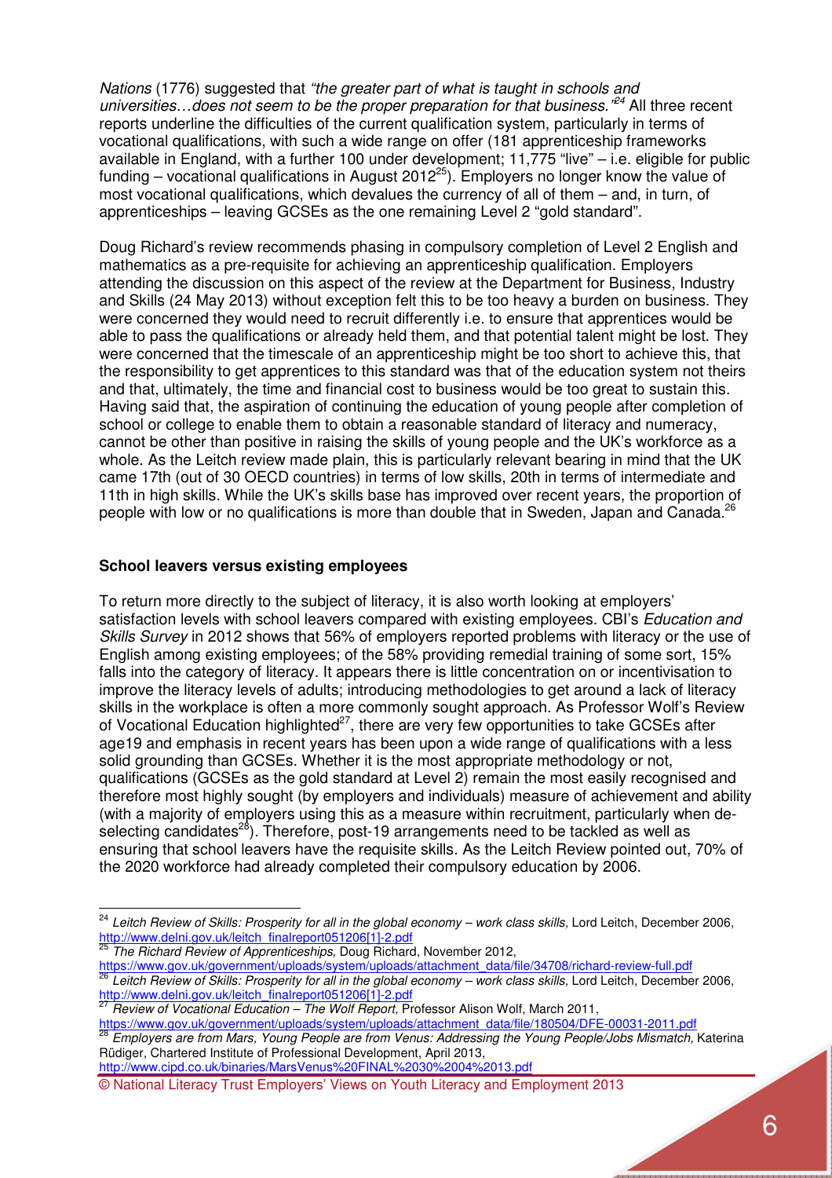*Nations* (1776) suggested that *"the greater part of what is taught in schools and universities…does not seem to be the proper preparation for that business."*[24] All three recent reports underline the difficulties of the current qualification system, particularly in terms of vocational qualifications, with such a wide range on offer (181 apprenticeship frameworks available in England, with a further 100 under development; 11,775 "live" – i.e. eligible for public funding – vocational qualifications in August 2012[25]). Employers no longer know the value of most vocational qualifications, which devalues the currency of all of them – and, in turn, of apprenticeships – leaving GCSEs as the one remaining Level 2 "gold standard".

Doug Richard's review recommends phasing in compulsory completion of Level 2 English and mathematics as a pre-requisite for achieving an apprenticeship qualification. Employers attending the discussion on this aspect of the review at the Department for Business, Industry and Skills (24 May 2013) without exception felt this to be too heavy a burden on business. They were concerned they would need to recruit differently i.e. to ensure that apprentices would be able to pass the qualifications or already held them, and that potential talent might be lost. They were concerned that the timescale of an apprenticeship might be too short to achieve this, that the responsibility to get apprentices to this standard was that of the education system not theirs and that, ultimately, the time and financial cost to business would be too great to sustain this. Having said that, the aspiration of continuing the education of young people after completion of school or college to enable them to obtain a reasonable standard of literacy and numeracy, cannot be other than positive in raising the skills of young people and the UK's workforce as a whole. As the Leitch review made plain, this is particularly relevant bearing in mind that the UK came 17th (out of 30 OECD countries) in terms of low skills, 20th in terms of intermediate and 11th in high skills. While the UK's skills base has improved over recent years, the proportion of people with low or no qualifications is more than double that in Sweden, Japan and Canada.[26]

**School leavers versus existing employees**

To return more directly to the subject of literacy, it is also worth looking at employers' satisfaction levels with school leavers compared with existing employees. CBI's *Education and Skills Survey* in 2012 shows that 56% of employers reported problems with literacy or the use of English among existing employees; of the 58% providing remedial training of some sort, 15% falls into the category of literacy. It appears there is little concentration on or incentivisation to improve the literacy levels of adults; introducing methodologies to get around a lack of literacy skills in the workplace is often a more commonly sought approach. As Professor Wolf's Review of Vocational Education highlighted[27], there are very few opportunities to take GCSEs after age19 and emphasis in recent years has been upon a wide range of qualifications with a less solid grounding than GCSEs. Whether it is the most appropriate methodology or not, qualifications (GCSEs as the gold standard at Level 2) remain the most easily recognised and therefore most highly sought (by employers and individuals) measure of achievement and ability (with a majority of employers using this as a measure within recruitment, particularly when de-selecting candidates[28]). Therefore, post-19 arrangements need to be tackled as well as ensuring that school leavers have the requisite skills. As the Leitch Review pointed out, 70% of the 2020 workforce had already completed their compulsory education by 2006.

---

[24] *Leitch Review of Skills: Prosperity for all in the global economy – work class skills,* Lord Leitch, December 2006, http://www.delni.gov.uk/leitch_finalreport051206[1]-2.pdf

[25] *The Richard Review of Apprenticeships,* Doug Richard, November 2012, https://www.gov.uk/government/uploads/system/uploads/attachment_data/file/34708/richard-review-full.pdf

[26] *Leitch Review of Skills: Prosperity for all in the global economy – work class skills,* Lord Leitch, December 2006, http://www.delni.gov.uk/leitch_finalreport051206[1]-2.pdf

[27] *Review of Vocational Education – The Wolf Report,* Professor Alison Wolf, March 2011, https://www.gov.uk/government/uploads/system/uploads/attachment_data/file/180504/DFE-00031-2011.pdf

[28] *Employers are from Mars, Young People are from Venus: Addressing the Young People/Jobs Mismatch,* Katerina Rüdiger, Chartered Institute of Professional Development, April 2013, http://www.cipd.co.uk/binaries/MarsVenus%20FINAL%2030%2004%2013.pdf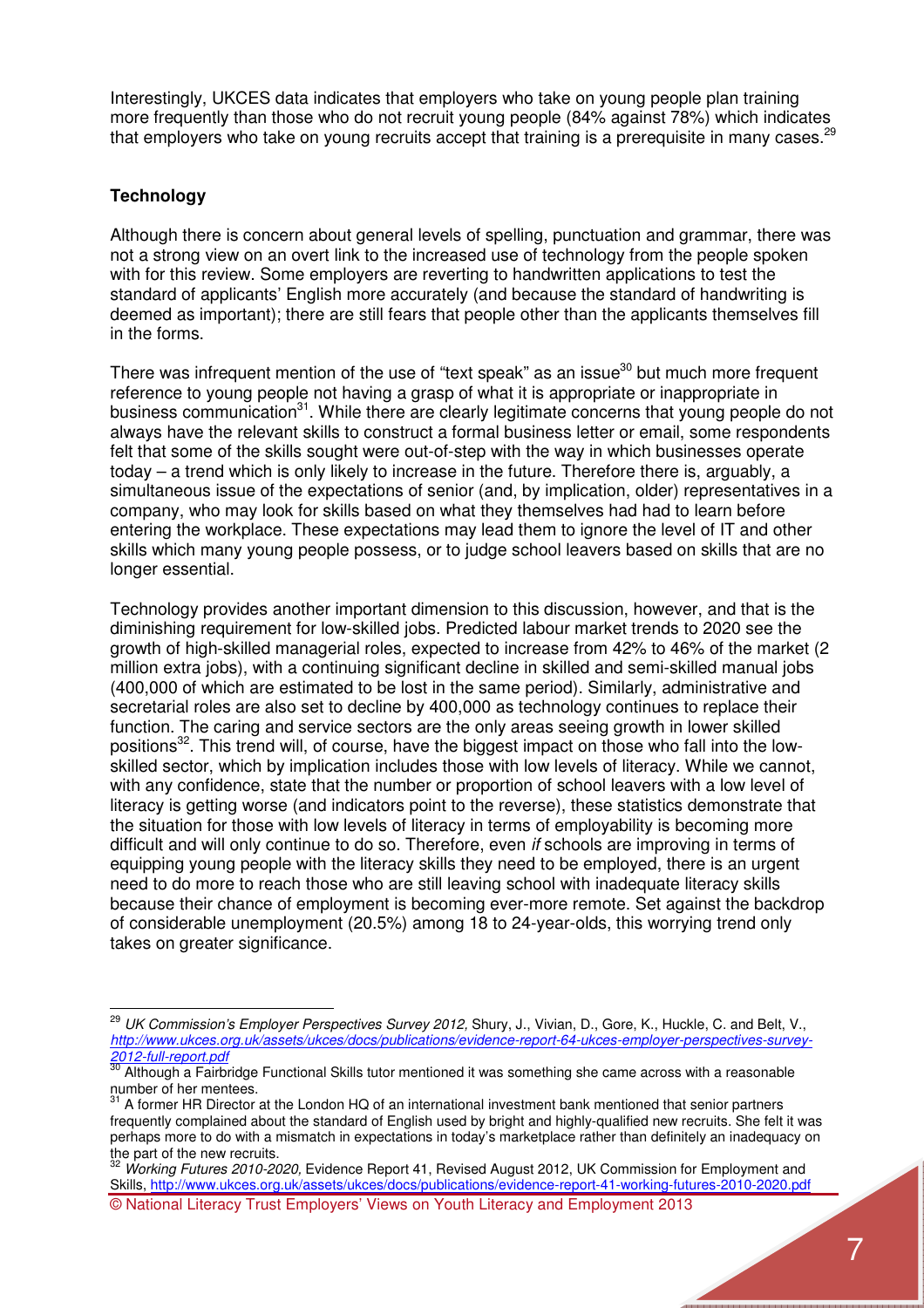Interestingly, UKCES data indicates that employers who take on young people plan training more frequently than those who do not recruit young people (84% against 78%) which indicates that employers who take on young recruits accept that training is a prerequisite in many cases.[29]

**Technology**

Although there is concern about general levels of spelling, punctuation and grammar, there was not a strong view on an overt link to the increased use of technology from the people spoken with for this review. Some employers are reverting to handwritten applications to test the standard of applicants' English more accurately (and because the standard of handwriting is deemed as important); there are still fears that people other than the applicants themselves fill in the forms.

There was infrequent mention of the use of "text speak" as an issue[30] but much more frequent reference to young people not having a grasp of what it is appropriate or inappropriate in business communication[31]. While there are clearly legitimate concerns that young people do not always have the relevant skills to construct a formal business letter or email, some respondents felt that some of the skills sought were out-of-step with the way in which businesses operate today – a trend which is only likely to increase in the future. Therefore there is, arguably, a simultaneous issue of the expectations of senior (and, by implication, older) representatives in a company, who may look for skills based on what they themselves had had to learn before entering the workplace. These expectations may lead them to ignore the level of IT and other skills which many young people possess, or to judge school leavers based on skills that are no longer essential.

Technology provides another important dimension to this discussion, however, and that is the diminishing requirement for low-skilled jobs. Predicted labour market trends to 2020 see the growth of high-skilled managerial roles, expected to increase from 42% to 46% of the market (2 million extra jobs), with a continuing significant decline in skilled and semi-skilled manual jobs (400,000 of which are estimated to be lost in the same period). Similarly, administrative and secretarial roles are also set to decline by 400,000 as technology continues to replace their function. The caring and service sectors are the only areas seeing growth in lower skilled positions[32]. This trend will, of course, have the biggest impact on those who fall into the low-skilled sector, which by implication includes those with low levels of literacy. While we cannot, with any confidence, state that the number or proportion of school leavers with a low level of literacy is getting worse (and indicators point to the reverse), these statistics demonstrate that the situation for those with low levels of literacy in terms of employability is becoming more difficult and will only continue to do so. Therefore, even *if* schools are improving in terms of equipping young people with the literacy skills they need to be employed, there is an urgent need to do more to reach those who are still leaving school with inadequate literacy skills because their chance of employment is becoming ever-more remote. Set against the backdrop of considerable unemployment (20.5%) among 18 to 24-year-olds, this worrying trend only takes on greater significance.

---

[29] *UK Commission's Employer Perspectives Survey 2012,* Shury, J., Vivian, D., Gore, K., Huckle, C. and Belt, V., *http://www.ukces.org.uk/assets/ukces/docs/publications/evidence-report-64-ukces-employer-perspectives-survey-2012-full-report.pdf*

[30] Although a Fairbridge Functional Skills tutor mentioned it was something she came across with a reasonable number of her mentees.

[31] A former HR Director at the London HQ of an international investment bank mentioned that senior partners frequently complained about the standard of English used by bright and highly-qualified new recruits. She felt it was perhaps more to do with a mismatch in expectations in today's marketplace rather than definitely an inadequacy on the part of the new recruits.

[32] *Working Futures 2010-2020,* Evidence Report 41, Revised August 2012, UK Commission for Employment and Skills, http://www.ukces.org.uk/assets/ukces/docs/publications/evidence-report-41-working-futures-2010-2020.pdf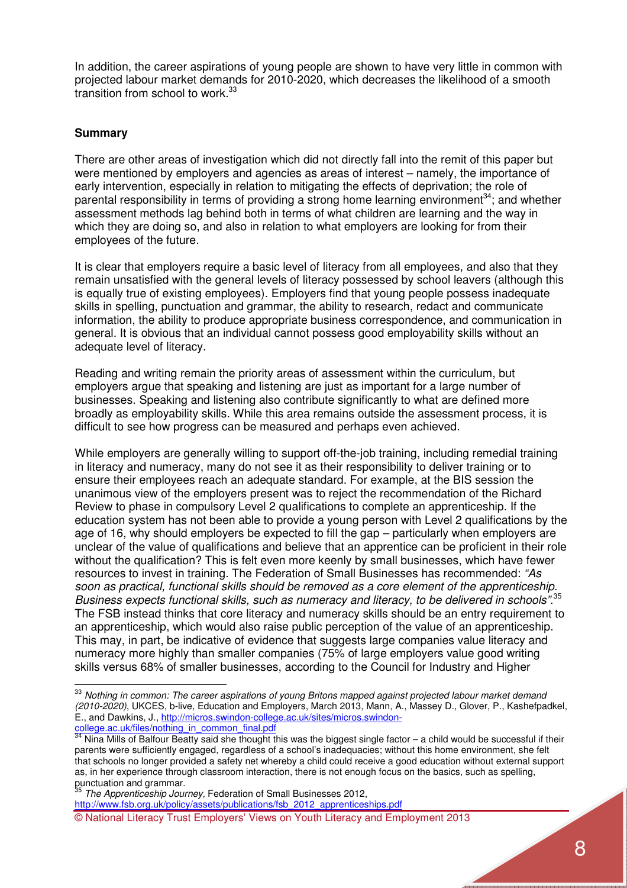In addition, the career aspirations of young people are shown to have very little in common with projected labour market demands for 2010-2020, which decreases the likelihood of a smooth transition from school to work.[33]

**Summary**

There are other areas of investigation which did not directly fall into the remit of this paper but were mentioned by employers and agencies as areas of interest – namely, the importance of early intervention, especially in relation to mitigating the effects of deprivation; the role of parental responsibility in terms of providing a strong home learning environment[34]; and whether assessment methods lag behind both in terms of what children are learning and the way in which they are doing so, and also in relation to what employers are looking for from their employees of the future.

It is clear that employers require a basic level of literacy from all employees, and also that they remain unsatisfied with the general levels of literacy possessed by school leavers (although this is equally true of existing employees). Employers find that young people possess inadequate skills in spelling, punctuation and grammar, the ability to research, redact and communicate information, the ability to produce appropriate business correspondence, and communication in general. It is obvious that an individual cannot possess good employability skills without an adequate level of literacy.

Reading and writing remain the priority areas of assessment within the curriculum, but employers argue that speaking and listening are just as important for a large number of businesses. Speaking and listening also contribute significantly to what are defined more broadly as employability skills. While this area remains outside the assessment process, it is difficult to see how progress can be measured and perhaps even achieved.

While employers are generally willing to support off-the-job training, including remedial training in literacy and numeracy, many do not see it as their responsibility to deliver training or to ensure their employees reach an adequate standard. For example, at the BIS session the unanimous view of the employers present was to reject the recommendation of the Richard Review to phase in compulsory Level 2 qualifications to complete an apprenticeship. If the education system has not been able to provide a young person with Level 2 qualifications by the age of 16, why should employers be expected to fill the gap – particularly when employers are unclear of the value of qualifications and believe that an apprentice can be proficient in their role without the qualification? This is felt even more keenly by small businesses, which have fewer resources to invest in training. The Federation of Small Businesses has recommended: *"As soon as practical, functional skills should be removed as a core element of the apprenticeship. Business expects functional skills, such as numeracy and literacy, to be delivered in schools"*.[35] The FSB instead thinks that core literacy and numeracy skills should be an entry requirement to an apprenticeship, which would also raise public perception of the value of an apprenticeship. This may, in part, be indicative of evidence that suggests large companies value literacy and numeracy more highly than smaller companies (75% of large employers value good writing skills versus 68% of smaller businesses, according to the Council for Industry and Higher

---

[33] *Nothing in common: The career aspirations of young Britons mapped against projected labour market demand (2010-2020)*, UKCES, b-live, Education and Employers, March 2013, Mann, A., Massey D., Glover, P., Kashefpadkel, E., and Dawkins, J., http://micros.swindon-college.ac.uk/sites/micros.swindon-college.ac.uk/files/nothing_in_common_final.pdf

[34] Nina Mills of Balfour Beatty said she thought this was the biggest single factor – a child would be successful if their parents were sufficiently engaged, regardless of a school's inadequacies; without this home environment, she felt that schools no longer provided a safety net whereby a child could receive a good education without external support as, in her experience through classroom interaction, there is not enough focus on the basics, such as spelling, punctuation and grammar.

[35] *The Apprenticeship Journey,* Federation of Small Businesses 2012, http://www.fsb.org.uk/policy/assets/publications/fsb_2012_apprenticeships.pdf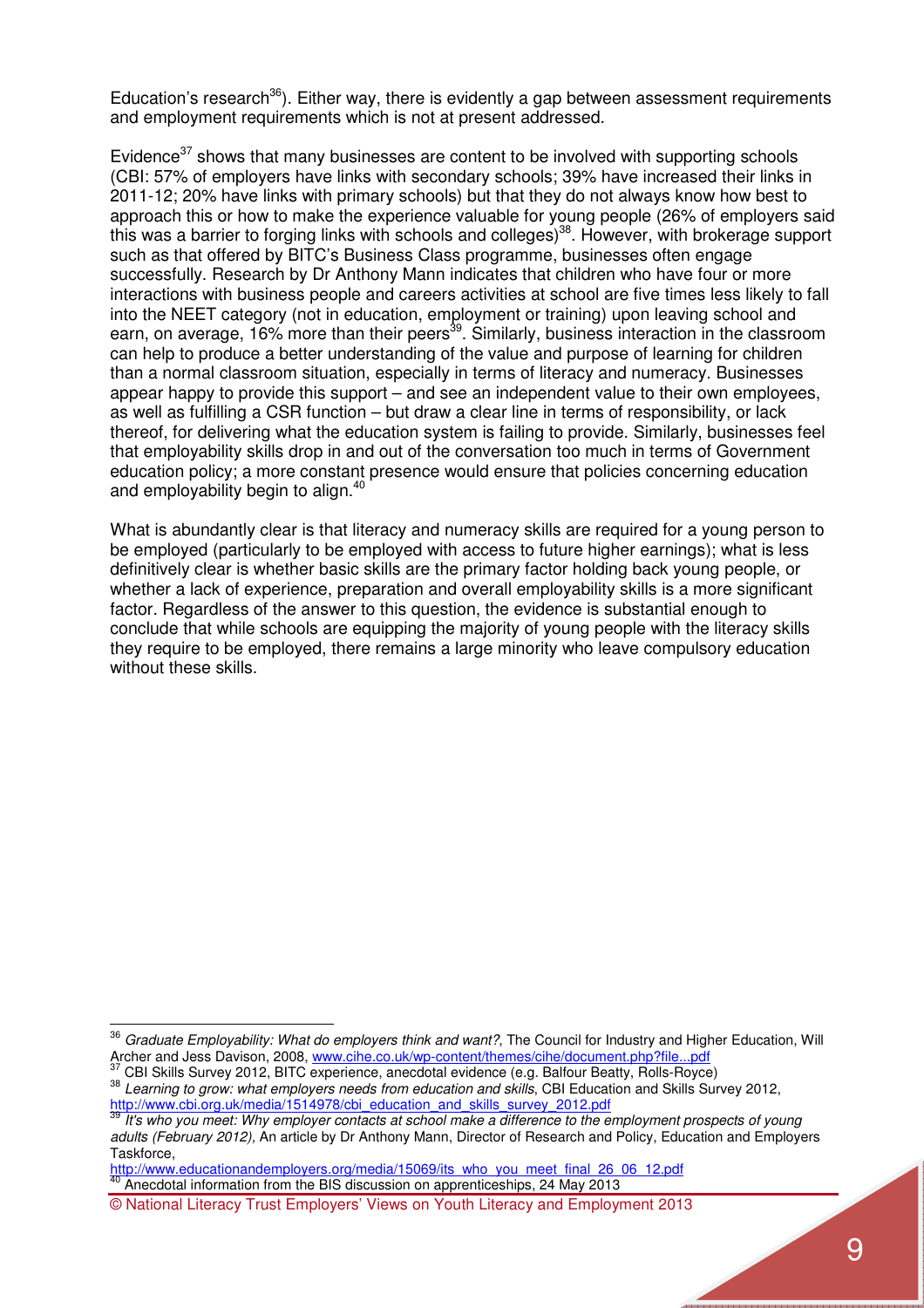Education's research[36]). Either way, there is evidently a gap between assessment requirements and employment requirements which is not at present addressed.

Evidence[37] shows that many businesses are content to be involved with supporting schools (CBI: 57% of employers have links with secondary schools; 39% have increased their links in 2011-12; 20% have links with primary schools) but that they do not always know how best to approach this or how to make the experience valuable for young people (26% of employers said this was a barrier to forging links with schools and colleges)[38]. However, with brokerage support such as that offered by BITC's Business Class programme, businesses often engage successfully. Research by Dr Anthony Mann indicates that children who have four or more interactions with business people and careers activities at school are five times less likely to fall into the NEET category (not in education, employment or training) upon leaving school and earn, on average, 16% more than their peers[39]. Similarly, business interaction in the classroom can help to produce a better understanding of the value and purpose of learning for children than a normal classroom situation, especially in terms of literacy and numeracy. Businesses appear happy to provide this support – and see an independent value to their own employees, as well as fulfilling a CSR function – but draw a clear line in terms of responsibility, or lack thereof, for delivering what the education system is failing to provide. Similarly, businesses feel that employability skills drop in and out of the conversation too much in terms of Government education policy; a more constant presence would ensure that policies concerning education and employability begin to align.[40]

What is abundantly clear is that literacy and numeracy skills are required for a young person to be employed (particularly to be employed with access to future higher earnings); what is less definitively clear is whether basic skills are the primary factor holding back young people, or whether a lack of experience, preparation and overall employability skills is a more significant factor. Regardless of the answer to this question, the evidence is substantial enough to conclude that while schools are equipping the majority of young people with the literacy skills they require to be employed, there remains a large minority who leave compulsory education without these skills.

---

[36] *Graduate Employability: What do employers think and want?*, The Council for Industry and Higher Education, Will Archer and Jess Davison, 2008, www.cihe.co.uk/wp-content/themes/cihe/document.php?file...pdf

[37] CBI Skills Survey 2012, BITC experience, anecdotal evidence (e.g. Balfour Beatty, Rolls-Royce)

[38] *Learning to grow: what employers needs from education and skills*, CBI Education and Skills Survey 2012, http://www.cbi.org.uk/media/1514978/cbi_education_and_skills_survey_2012.pdf

[39] *It's who you meet: Why employer contacts at school make a difference to the employment prospects of young adults (February 2012)*, An article by Dr Anthony Mann, Director of Research and Policy, Education and Employers Taskforce, http://www.educationandemployers.org/media/15069/its_who_you_meet_final_26_06_12.pdf

[40] Anecdotal information from the BIS discussion on apprenticeships, 24 May 2013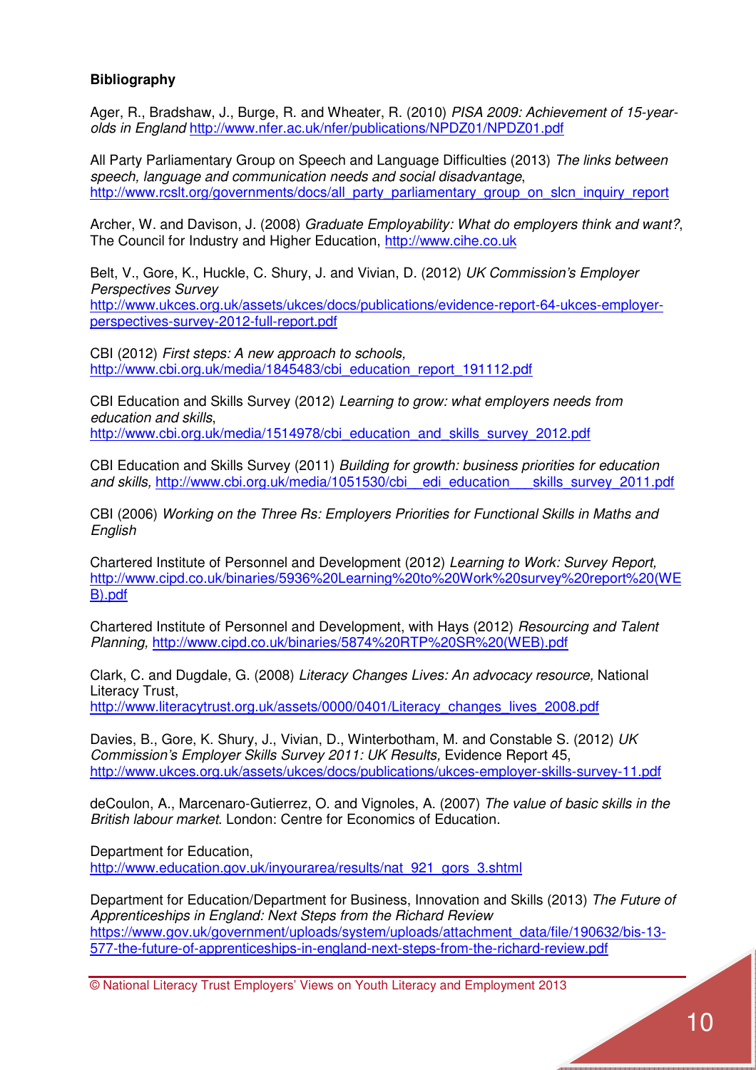**Bibliography**

Ager, R., Bradshaw, J., Burge, R. and Wheater, R. (2010) *PISA 2009: Achievement of 15-year-olds in England* http://www.nfer.ac.uk/nfer/publications/NPDZ01/NPDZ01.pdf

All Party Parliamentary Group on Speech and Language Difficulties (2013) *The links between speech, language and communication needs and social disadvantage*, http://www.rcslt.org/governments/docs/all_party_parliamentary_group_on_slcn_inquiry_report

Archer, W. and Davison, J. (2008) *Graduate Employability: What do employers think and want?*, The Council for Industry and Higher Education, http://www.cihe.co.uk

Belt, V., Gore, K., Huckle, C. Shury, J. and Vivian, D. (2012) *UK Commission's Employer Perspectives Survey* http://www.ukces.org.uk/assets/ukces/docs/publications/evidence-report-64-ukces-employer-perspectives-survey-2012-full-report.pdf

CBI (2012) *First steps: A new approach to schools*, http://www.cbi.org.uk/media/1845483/cbi_education_report_191112.pdf

CBI Education and Skills Survey (2012) *Learning to grow: what employers needs from education and skills*, http://www.cbi.org.uk/media/1514978/cbi_education_and_skills_survey_2012.pdf

CBI Education and Skills Survey (2011) *Building for growth: business priorities for education and skills,* http://www.cbi.org.uk/media/1051530/cbi__edi_education___skills_survey_2011.pdf

CBI (2006) *Working on the Three Rs: Employers Priorities for Functional Skills in Maths and English*

Chartered Institute of Personnel and Development (2012) *Learning to Work: Survey Report,* http://www.cipd.co.uk/binaries/5936%20Learning%20to%20Work%20survey%20report%20(WEB).pdf

Chartered Institute of Personnel and Development, with Hays (2012) *Resourcing and Talent Planning,* http://www.cipd.co.uk/binaries/5874%20RTP%20SR%20(WEB).pdf

Clark, C. and Dugdale, G. (2008) *Literacy Changes Lives: An advocacy resource,* National Literacy Trust, http://www.literacytrust.org.uk/assets/0000/0401/Literacy_changes_lives_2008.pdf

Davies, B., Gore, K. Shury, J., Vivian, D., Winterbotham, M. and Constable S. (2012) *UK Commission's Employer Skills Survey 2011: UK Results,* Evidence Report 45, http://www.ukces.org.uk/assets/ukces/docs/publications/ukces-employer-skills-survey-11.pdf

deCoulon, A., Marcenaro-Gutierrez, O. and Vignoles, A. (2007) *The value of basic skills in the British labour market*. London: Centre for Economics of Education.

Department for Education, http://www.education.gov.uk/inyourarea/results/nat_921_gors_3.shtml

Department for Education/Department for Business, Innovation and Skills (2013) *The Future of Apprenticeships in England: Next Steps from the Richard Review* https://www.gov.uk/government/uploads/system/uploads/attachment_data/file/190632/bis-13-577-the-future-of-apprenticeships-in-england-next-steps-from-the-richard-review.pdf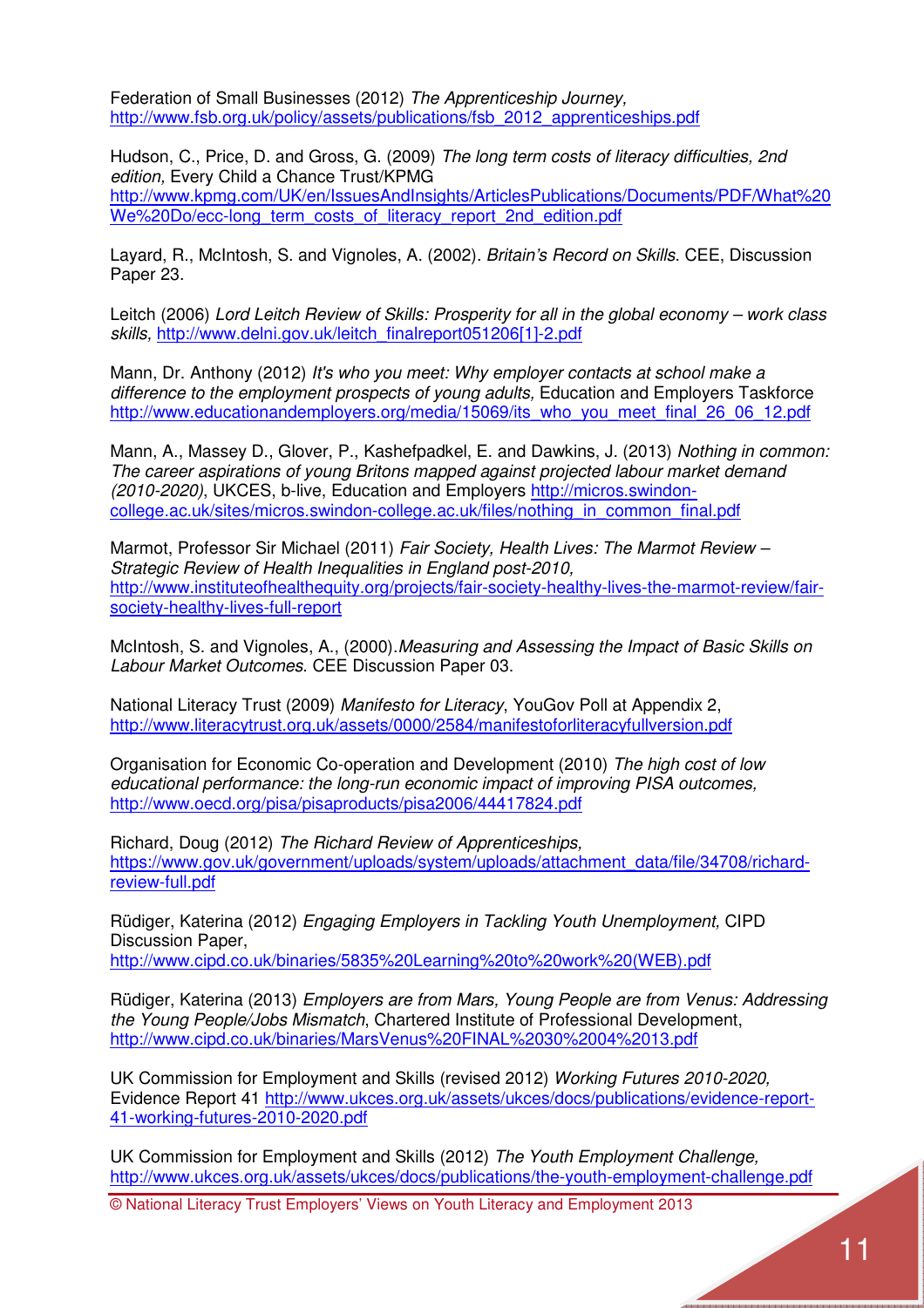Federation of Small Businesses (2012) *The Apprenticeship Journey,* http://www.fsb.org.uk/policy/assets/publications/fsb_2012_apprenticeships.pdf

Hudson, C., Price, D. and Gross, G. (2009) *The long term costs of literacy difficulties, 2nd edition,* Every Child a Chance Trust/KPMG http://www.kpmg.com/UK/en/IssuesAndInsights/ArticlesPublications/Documents/PDF/What%20We%20Do/ecc-long_term_costs_of_literacy_report_2nd_edition.pdf

Layard, R., McIntosh, S. and Vignoles, A. (2002). *Britain's Record on Skills*. CEE, Discussion Paper 23.

Leitch (2006) *Lord Leitch Review of Skills: Prosperity for all in the global economy – work class skills,* http://www.delni.gov.uk/leitch_finalreport051206[1]-2.pdf

Mann, Dr. Anthony (2012) *It's who you meet: Why employer contacts at school make a difference to the employment prospects of young adults,* Education and Employers Taskforce http://www.educationandemployers.org/media/15069/its_who_you_meet_final_26_06_12.pdf

Mann, A., Massey D., Glover, P., Kashefpadkel, E. and Dawkins, J. (2013) *Nothing in common: The career aspirations of young Britons mapped against projected labour market demand (2010-2020)*, UKCES, b-live, Education and Employers http://micros.swindon-college.ac.uk/sites/micros.swindon-college.ac.uk/files/nothing_in_common_final.pdf

Marmot, Professor Sir Michael (2011) *Fair Society, Health Lives: The Marmot Review – Strategic Review of Health Inequalities in England post-2010,* http://www.instituteofhealthequity.org/projects/fair-society-healthy-lives-the-marmot-review/fair-society-healthy-lives-full-report

McIntosh, S. and Vignoles, A., (2000).*Measuring and Assessing the Impact of Basic Skills on Labour Market Outcomes*. CEE Discussion Paper 03.

National Literacy Trust (2009) *Manifesto for Literacy*, YouGov Poll at Appendix 2, http://www.literacytrust.org.uk/assets/0000/2584/manifestoforliteracyfullversion.pdf

Organisation for Economic Co-operation and Development (2010) *The high cost of low educational performance: the long-run economic impact of improving PISA outcomes,* http://www.oecd.org/pisa/pisaproducts/pisa2006/44417824.pdf

Richard, Doug (2012) *The Richard Review of Apprenticeships,* https://www.gov.uk/government/uploads/system/uploads/attachment_data/file/34708/richard-review-full.pdf

Rüdiger, Katerina (2012) *Engaging Employers in Tackling Youth Unemployment*, CIPD Discussion Paper, http://www.cipd.co.uk/binaries/5835%20Learning%20to%20work%20(WEB).pdf

Rüdiger, Katerina (2013) *Employers are from Mars, Young People are from Venus: Addressing the Young People/Jobs Mismatch*, Chartered Institute of Professional Development, http://www.cipd.co.uk/binaries/MarsVenus%20FINAL%2030%2004%2013.pdf

UK Commission for Employment and Skills (revised 2012) *Working Futures 2010-2020,* Evidence Report 41 http://www.ukces.org.uk/assets/ukces/docs/publications/evidence-report-41-working-futures-2010-2020.pdf

UK Commission for Employment and Skills (2012) *The Youth Employment Challenge,* http://www.ukces.org.uk/assets/ukces/docs/publications/the-youth-employment-challenge.pdf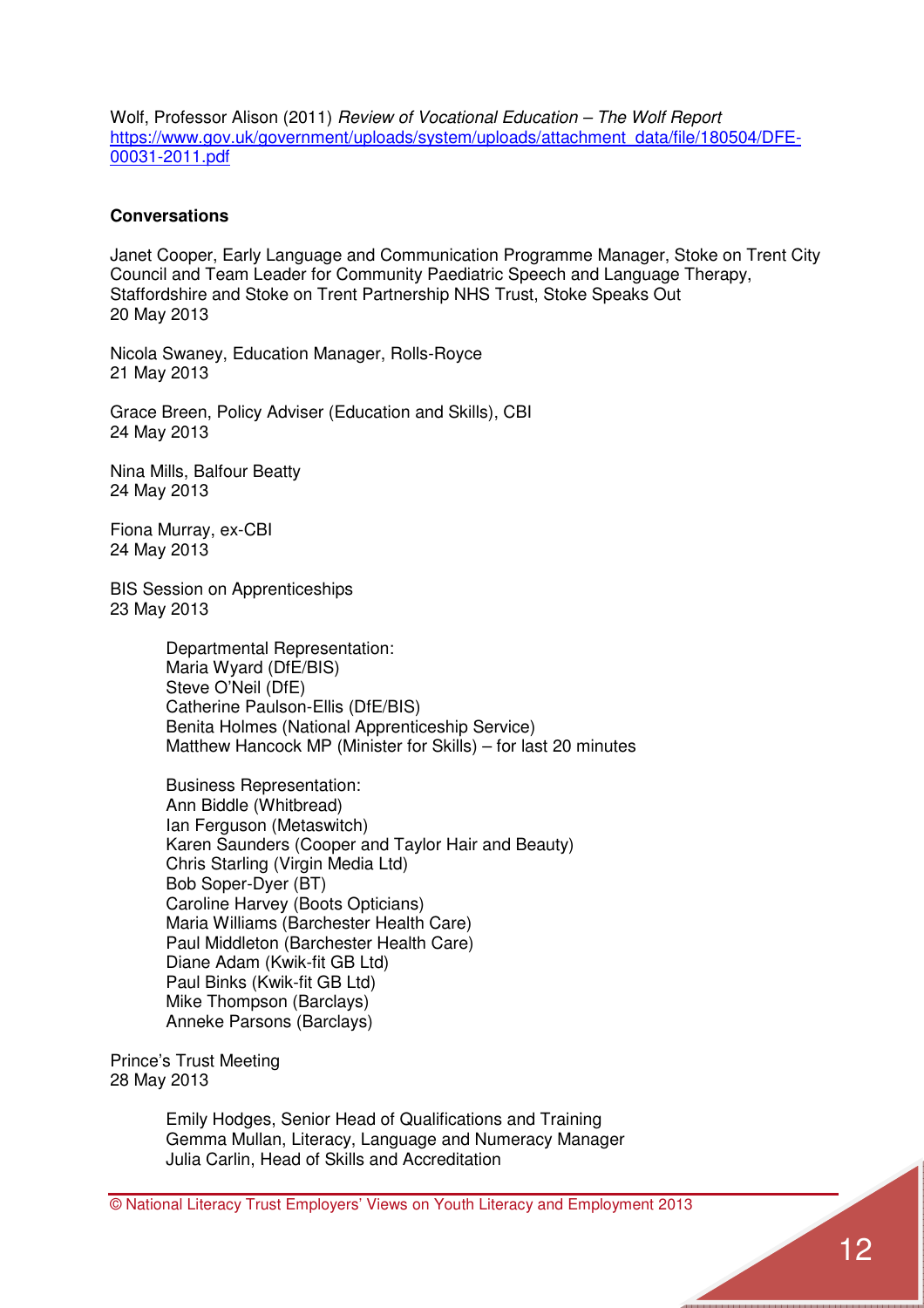Wolf, Professor Alison (2011) *Review of Vocational Education – The Wolf Report* https://www.gov.uk/government/uploads/system/uploads/attachment_data/file/180504/DFE-00031-2011.pdf

**Conversations**

Janet Cooper, Early Language and Communication Programme Manager, Stoke on Trent City Council and Team Leader for Community Paediatric Speech and Language Therapy, Staffordshire and Stoke on Trent Partnership NHS Trust, Stoke Speaks Out
20 May 2013

Nicola Swaney, Education Manager, Rolls-Royce
21 May 2013

Grace Breen, Policy Adviser (Education and Skills), CBI
24 May 2013

Nina Mills, Balfour Beatty
24 May 2013

Fiona Murray, ex-CBI
24 May 2013

BIS Session on Apprenticeships
23 May 2013

> Departmental Representation:
> Maria Wyard (DfE/BIS)
> Steve O'Neil (DfE)
> Catherine Paulson-Ellis (DfE/BIS)
> Benita Holmes (National Apprenticeship Service)
> Matthew Hancock MP (Minister for Skills) – for last 20 minutes
>
> Business Representation:
> Ann Biddle (Whitbread)
> Ian Ferguson (Metaswitch)
> Karen Saunders (Cooper and Taylor Hair and Beauty)
> Chris Starling (Virgin Media Ltd)
> Bob Soper-Dyer (BT)
> Caroline Harvey (Boots Opticians)
> Maria Williams (Barchester Health Care)
> Paul Middleton (Barchester Health Care)
> Diane Adam (Kwik-fit GB Ltd)
> Paul Binks (Kwik-fit GB Ltd)
> Mike Thompson (Barclays)
> Anneke Parsons (Barclays)

Prince's Trust Meeting
28 May 2013

> Emily Hodges, Senior Head of Qualifications and Training
> Gemma Mullan, Literacy, Language and Numeracy Manager
> Julia Carlin, Head of Skills and Accreditation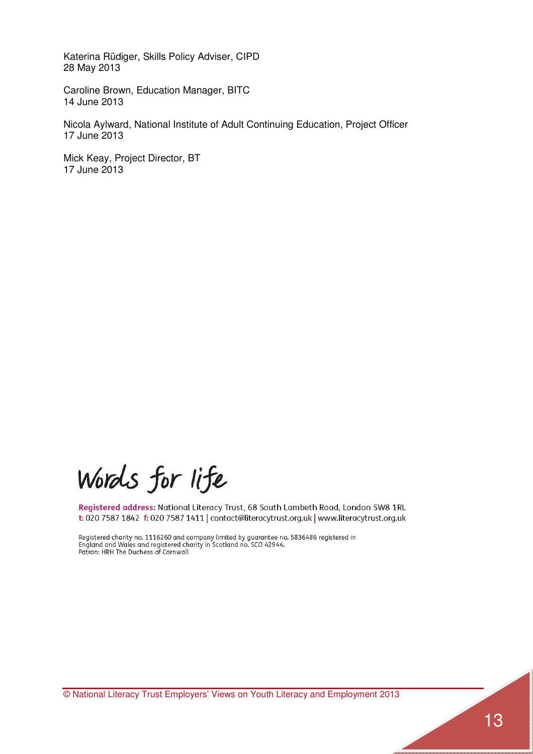Katerina Rüdiger, Skills Policy Adviser, CIPD
28 May 2013

Caroline Brown, Education Manager, BITC
14 June 2013

Nicola Aylward, National Institute of Adult Continuing Education, Project Officer
17 June 2013

Mick Keay, Project Director, BT
17 June 2013

Words for life

**Registered address:** National Literacy Trust, 68 South Lambeth Road, London SW8 1RL
**t:** 020 7587 1842 **f:** 020 7587 1411 | contact@literacytrust.org.uk | www.literacytrust.org.uk

Registered charity no. 1116260 and company limited by guarantee no. 5836486 registered in England and Wales and registered charity in Scotland no. SCO 42944.
Patron: HRH The Duchess of Cornwall